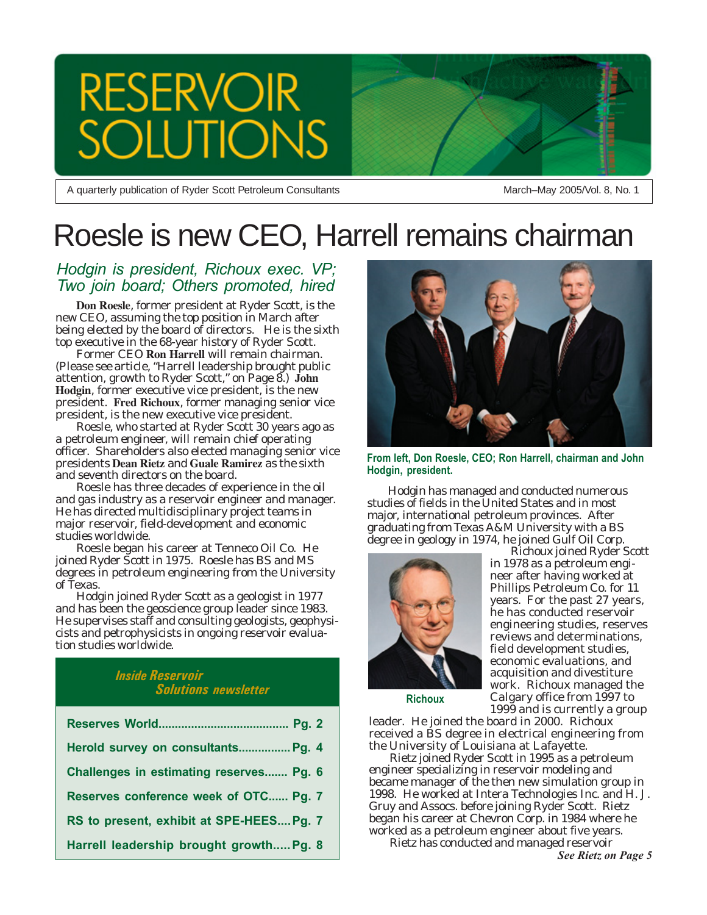# RESERVOIR SOLUTIONS

A quarterly publication of Ryder Scott Petroleum Consultants

March–May 2005/Vol. 8, No. 1

# Roesle is new CEO, Harrell remains chairman

## *Hodgin is president, Richoux exec. VP; Two join board; Others promoted, hired*

**Don Roesle**, former president at Ryder Scott, is the new CEO, assuming the top position in March after being elected by the board of directors. He is the sixth top executive in the 68-year history of Ryder Scott.

Former CEO **Ron Harrell** will remain chairman. (Please see article, "Harrell leadership brought public attention, growth to Ryder Scott," on Page 8.) **John Hodgin**, former executive vice president, is the new president. **Fred Richoux**, former managing senior vice president, is the new executive vice president.

Roesle, who started at Ryder Scott 30 years ago as a petroleum engineer, will remain chief operating officer. Shareholders also elected managing senior vice presidents **Dean Rietz** and **Guale Ramirez** as the sixth and seventh directors on the board.

Roesle has three decades of experience in the oil and gas industry as a reservoir engineer and manager. He has directed multidisciplinary project teams in major reservoir, field-development and economic studies worldwide.

Roesle began his career at Tenneco Oil Co. He joined Ryder Scott in 1975. Roesle has BS and MS degrees in petroleum engineering from the University of Texas.

Hodgin joined Ryder Scott as a geologist in 1977 and has been the geoscience group leader since 1983. He supervises staff and consulting geologists, geophysicists and petrophysicists in ongoing reservoir evaluation studies worldwide.

From left, Don Roesle, CEO; Ron Harrell, chairman and John Hodgin, president.

Hodgin has managed and conducted numerous studies of fields in the United States and in most major, international petroleum provinces. After graduating from Texas A&M University with a BS degree in geology in 1974, he joined Gulf Oil Corp.

Richoux

Richoux joined Ryder Scott in 1978 as a petroleum engineer after having worked at Phillips Petroleum Co. for 11 years. For the past 27 years, he has conducted reservoir engineering studies, reserves reviews and determinations, field development studies, economic evaluations, and acquisition and divestiture work. Richoux managed the Calgary office from 1997 to 1999 and is currently a group leader. He joined the board in 2000. Richoux received a BS degree in electrical engineering from the University of Louisiana at Lafayette.

Rietz joined Ryder Scott in 1995 as a petroleum engineer specializing in reservoir modeling and became manager of the then new simulation group in 1998. He worked at Intera Technologies Inc. and H. J. Gruy and Assocs. before joining Ryder Scott. Rietz began his career at Chevron Corp. in 1984 where he worked as a petroleum engineer about five years.

Rietz has conducted and managed reservoir

*See Rietz on Page 5*

### *Inside Reservoir Solutions newsletter*

| | |
|---|---|
| Reserves World | Pg. 2 |
| Herold survey on consultants | Pg. 4 |
| Challenges in estimating reserves | Pg. 6 |
| Reserves conference week of OTC | Pg. 7 |
| RS to present, exhibit at SPE-HEES | Pg. 7 |
| Harrell leadership brought growth | Pg. 8 |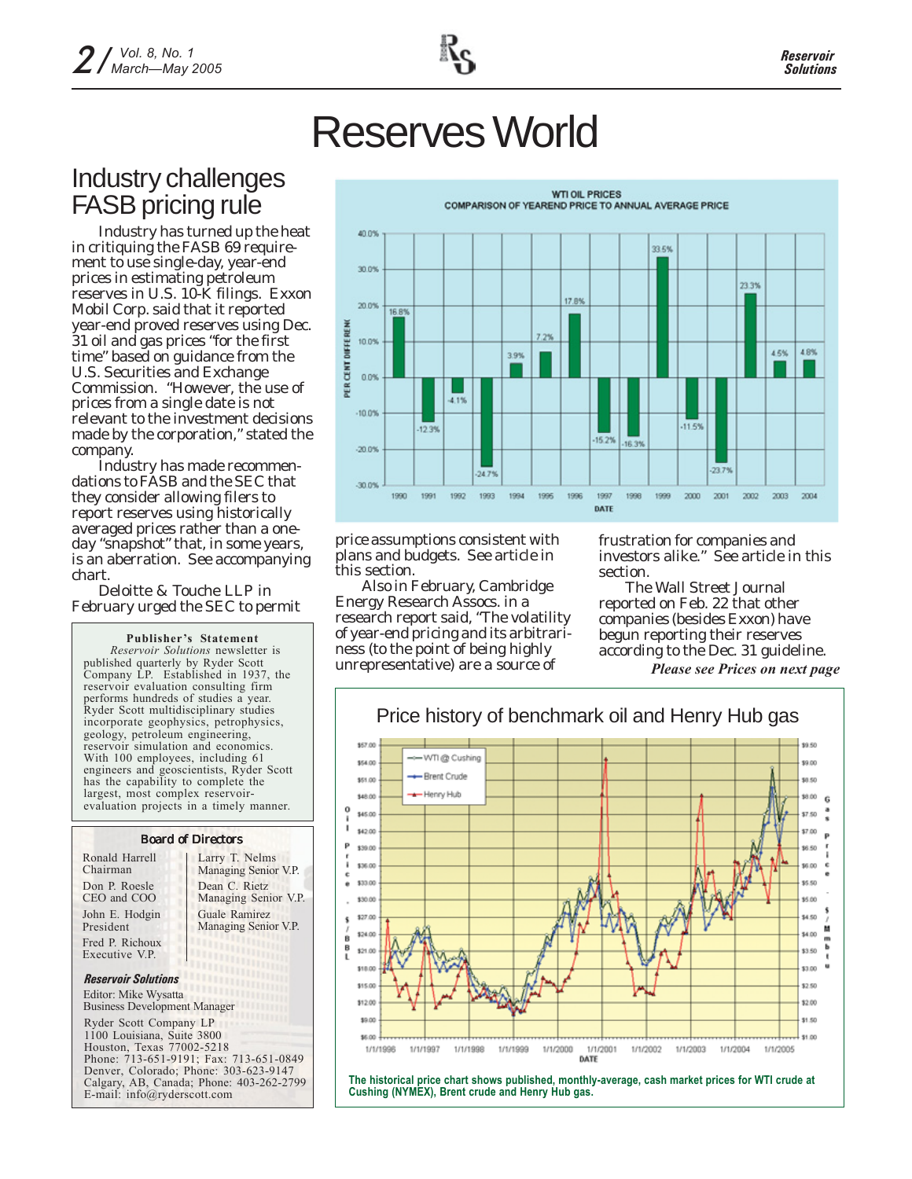# Reserves World

## Industry challenges FASB pricing rule

Industry has turned up the heat in critiquing the FASB 69 requirement to use single-day, year-end prices in estimating petroleum reserves in U.S. 10-K filings. Exxon Mobil Corp. said that it reported year-end proved reserves using Dec. 31 oil and gas prices "for the first time" based on guidance from the U.S. Securities and Exchange Commission. "However, the use of prices from a single date is not relevant to the investment decisions made by the corporation," stated the company.

Industry has made recommendations to FASB and the SEC that they consider allowing filers to report reserves using historically averaged prices rather than a one-day "snapshot" that, in some years, is an aberration. See accompanying chart.

Deloitte & Touche LLP in February urged the SEC to permit price assumptions consistent with plans and budgets. See article in this section.

Also in February, Cambridge Energy Research Assocs. in a research report said, "The volatility of year-end pricing and its arbitrariness (to the point of being highly unrepresentative) are a source of frustration for companies and investors alike." See article in this section.

The Wall Street Journal reported on Feb. 22 that other companies (besides Exxon) have begun reporting their reserves according to the Dec. 31 guideline.

***Please see Prices on next page***

**WTI OIL PRICES**
**COMPARISON OF YEAREND PRICE TO ANNUAL AVERAGE PRICE**

| DATE | PER CENT DIFFERENCE |
|---|---|
| 1990 | 16.8% |
| 1991 | -12.3% |
| 1992 | -4.1% |
| 1993 | -24.7% |
| 1994 | 3.9% |
| 1995 | 7.2% |
| 1996 | 17.8% |
| 1997 | -15.2% |
| 1998 | -16.3% |
| 1999 | 33.5% |
| 2000 | -11.5% |
| 2001 | -23.7% |
| 2002 | 23.3% |
| 2003 | 4.5% |
| 2004 | 4.8% |

**Price history of benchmark oil and Henry Hub gas**

**The historical price chart shows published, monthly-average, cash market prices for WTI crude at Cushing (NYMEX), Brent crude and Henry Hub gas.**

---

**Publisher's Statement**

*Reservoir Solutions* newsletter is published quarterly by Ryder Scott Company LP. Established in 1937, the reservoir evaluation consulting firm performs hundreds of studies a year. Ryder Scott multidisciplinary studies incorporate geophysics, petrophysics, geology, petroleum engineering, reservoir simulation and economics. With 100 employees, including 61 engineers and geoscientists, Ryder Scott has the capability to complete the largest, most complex reservoir-evaluation projects in a timely manner.

**Board of Directors**

Ronald Harrell
Chairman

Don P. Roesle
CEO and COO

John E. Hodgin
President

Fred P. Richoux
Executive V.P.

Larry T. Nelms
Managing Senior V.P.

Dean C. Rietz
Managing Senior V.P.

Guale Ramirez
Managing Senior V.P.

***Reservoir Solutions***

Editor: Mike Wysatta
Business Development Manager

Ryder Scott Company LP
1100 Louisiana, Suite 3800
Houston, Texas 77002-5218
Phone: 713-651-9191; Fax: 713-651-0849
Denver, Colorado; Phone: 303-623-9147
Calgary, AB, Canada; Phone: 403-262-2799
E-mail: info@ryderscott.com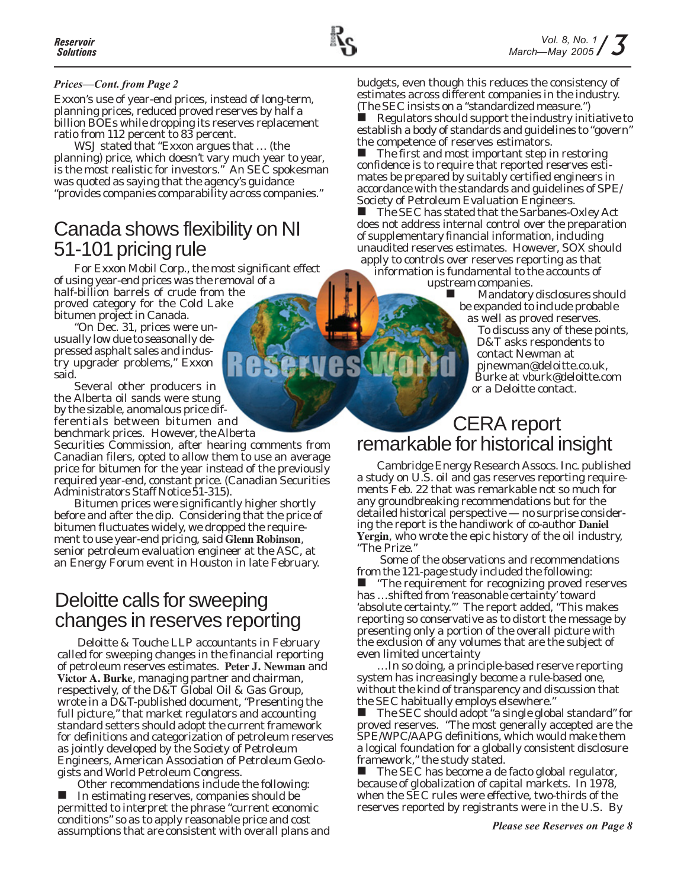*Prices—Cont. from Page 2*

Exxon's use of year-end prices, instead of long-term, planning prices, reduced proved reserves by half a billion BOEs while dropping its reserves replacement ratio from 112 percent to 83 percent.

WSJ stated that "Exxon argues that … (the planning) price, which doesn't vary much year to year, is the most realistic for investors." An SEC spokesman was quoted as saying that the agency's guidance "provides companies comparability across companies."

## Canada shows flexibility on NI 51-101 pricing rule

For Exxon Mobil Corp., the most significant effect of using year-end prices was the removal of a half-billion barrels of crude from the proved category for the Cold Lake bitumen project in Canada.

"On Dec. 31, prices were unusually low due to seasonally depressed asphalt sales and industry upgrader problems," Exxon said.

Several other producers in the Alberta oil sands were stung by the sizable, anomalous price differentials between bitumen and benchmark prices. However, the Alberta Securities Commission, after hearing comments from Canadian filers, opted to allow them to use an average price for bitumen for the year instead of the previously required year-end, constant price. (Canadian Securities Administrators Staff Notice 51-315).

Bitumen prices were significantly higher shortly before and after the dip. Considering that the price of bitumen fluctuates widely, we dropped the requirement to use year-end pricing, said **Glenn Robinson**, senior petroleum evaluation engineer at the ASC, at an Energy Forum event in Houston in late February.

## Deloitte calls for sweeping changes in reserves reporting

Deloitte & Touche LLP accountants in February called for sweeping changes in the financial reporting of petroleum reserves estimates. **Peter J. Newman** and **Victor A. Burke**, managing partner and chairman, respectively, of the D&T Global Oil & Gas Group, wrote in a D&T-published document, "Presenting the full picture," that market regulators and accounting standard setters should adopt the current framework for definitions and categorization of petroleum reserves as jointly developed by the Society of Petroleum Engineers, American Association of Petroleum Geologists and World Petroleum Congress.

Other recommendations include the following:

- In estimating reserves, companies should be permitted to interpret the phrase "current economic conditions" so as to apply reasonable price and cost assumptions that are consistent with overall plans and budgets, even though this reduces the consistency of estimates across different companies in the industry. (The SEC insists on a "standardized measure.")
- Regulators should support the industry initiative to establish a body of standards and guidelines to "govern" the competence of reserves estimators.
- The first and most important step in restoring confidence is to require that reported reserves estimates be prepared by suitably certified engineers in accordance with the standards and guidelines of SPE/Society of Petroleum Evaluation Engineers.
- The SEC has stated that the Sarbanes-Oxley Act does not address internal control over the preparation of supplementary financial information, including unaudited reserves estimates. However, SOX should apply to controls over reserves reporting as that information is fundamental to the accounts of upstream companies.
- Mandatory disclosures should be expanded to include probable as well as proved reserves.

To discuss any of these points, D&T asks respondents to contact Newman at pjnewman@deloitte.co.uk, Burke at vburk@deloitte.com or a Deloitte contact.

## CERA report remarkable for historical insight

Cambridge Energy Research Assocs. Inc. published a study on U.S. oil and gas reserves reporting requirements Feb. 22 that was remarkable not so much for any groundbreaking recommendations but for the detailed historical perspective — no surprise considering the report is the handiwork of co-author **Daniel Yergin**, who wrote the epic history of the oil industry, "The Prize."

Some of the observations and recommendations from the 121-page study included the following:

- "The requirement for recognizing proved reserves has …shifted from 'reasonable certainty' toward 'absolute certainty.'" The report added, "This makes reporting so conservative as to distort the message by presenting only a portion of the overall picture with the exclusion of any volumes that are the subject of even limited uncertainty

  …In so doing, a principle-based reserve reporting system has increasingly become a rule-based one, without the kind of transparency and discussion that the SEC habitually employs elsewhere."
- The SEC should adopt "a single global standard" for proved reserves. "The most generally accepted are the SPE/WPC/AAPG definitions, which would make them a logical foundation for a globally consistent disclosure framework," the study stated.
- The SEC has become a de facto global regulator, because of globalization of capital markets. In 1978, when the SEC rules were effective, two-thirds of the reserves reported by registrants were in the U.S. By

***Please see Reserves on Page 8***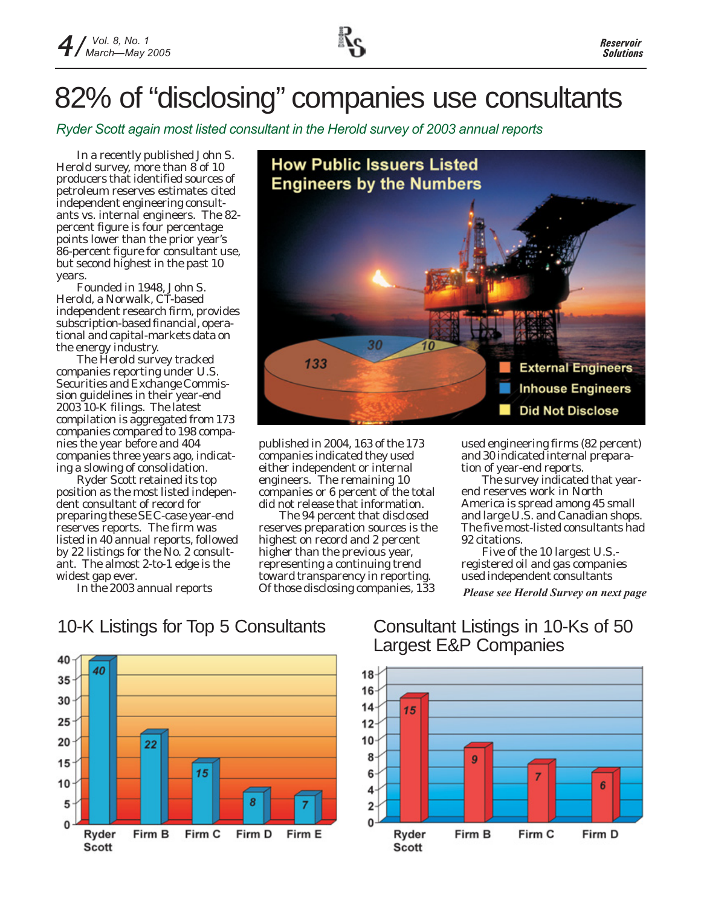# 82% of "disclosing" companies use consultants

*Ryder Scott again most listed consultant in the Herold survey of 2003 annual reports*

In a recently published John S. Herold survey, more than 8 of 10 producers that identified sources of petroleum reserves estimates cited independent engineering consultants vs. internal engineers. The 82-percent figure is four percentage points lower than the prior year's 86-percent figure for consultant use, but second highest in the past 10 years.

Founded in 1948, John S. Herold, a Norwalk, CT-based independent research firm, provides subscription-based financial, operational and capital-markets data on the energy industry.

The Herold survey tracked companies reporting under U.S. Securities and Exchange Commission guidelines in their year-end 2003 10-K filings. The latest compilation is aggregated from 173 companies compared to 198 companies the year before and 404 companies three years ago, indicating a slowing of consolidation.

Ryder Scott retained its top position as the most listed independent consultant of record for preparing these SEC-case year-end reserves reports. The firm was listed in 40 annual reports, followed by 22 listings for the No. 2 consultant. The almost 2-to-1 edge is the widest gap ever.

In the 2003 annual reports published in 2004, 163 of the 173 companies indicated they used either independent or internal engineers. The remaining 10 companies or 6 percent of the total did not release that information.

The 94 percent that disclosed reserves preparation sources is the highest on record and 2 percent higher than the previous year, representing a continuing trend toward transparency in reporting. Of those disclosing companies, 133 used engineering firms (82 percent) and 30 indicated internal preparation of year-end reports.

The survey indicated that year-end reserves work in North America is spread among 45 small and large U.S. and Canadian shops. The five most-listed consultants had 92 citations.

Five of the 10 largest U.S.-registered oil and gas companies used independent consultants

***Please see Herold Survey on next page***

**How Public Issuers Listed Engineers by the Numbers**

| Category | Number |
|---|---|
| External Engineers | 133 |
| Inhouse Engineers | 30 |
| Did Not Disclose | 10 |

## 10-K Listings for Top 5 Consultants

| Consultant | Listings |
|---|---|
| Ryder Scott | 40 |
| Firm B | 22 |
| Firm C | 15 |
| Firm D | 8 |
| Firm E | 7 |

## Consultant Listings in 10-Ks of 50 Largest E&P Companies

| Consultant | Listings |
|---|---|
| Ryder Scott | 15 |
| Firm B | 9 |
| Firm C | 7 |
| Firm D | 6 |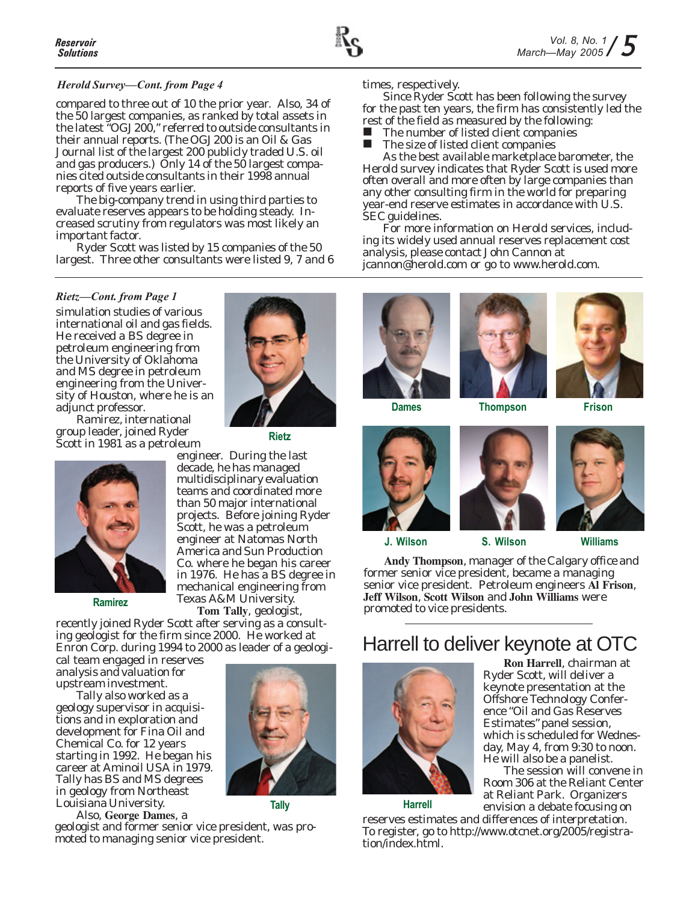*Herold Survey—Cont. from Page 4*

compared to three out of 10 the prior year. Also, 34 of the 50 largest companies, as ranked by total assets in the latest "OGJ 200," referred to outside consultants in their annual reports. (The OGJ 200 is an Oil & Gas Journal list of the largest 200 publicly traded U.S. oil and gas producers.) Only 14 of the 50 largest companies cited outside consultants in their 1998 annual reports of five years earlier.

The big-company trend in using third parties to evaluate reserves appears to be holding steady. Increased scrutiny from regulators was most likely an important factor.

Ryder Scott was listed by 15 companies of the 50 largest. Three other consultants were listed 9, 7 and 6 times, respectively.

Since Ryder Scott has been following the survey for the past ten years, the firm has consistently led the rest of the field as measured by the following:

- The number of listed client companies
- The size of listed client companies

As the best available marketplace barometer, the Herold survey indicates that Ryder Scott is used more often overall and more often by large companies than any other consulting firm in the world for preparing year-end reserve estimates in accordance with U.S. SEC guidelines.

For more information on Herold services, including its widely used annual reserves replacement cost analysis, please contact John Cannon at jcannon@herold.com or go to www.herold.com.

---

*Rietz—Cont. from Page 1*

simulation studies of various international oil and gas fields. He received a BS degree in petroleum engineering from the University of Oklahoma and MS degree in petroleum engineering from the University of Houston, where he is an adjunct professor.

Rietz

Ramirez, international group leader, joined Ryder Scott in 1981 as a petroleum engineer. During the last decade, he has managed multidisciplinary evaluation teams and coordinated more than 50 major international projects. Before joining Ryder Scott, he was a petroleum engineer at Natomas North America and Sun Production Co. where he began his career in 1976. He has a BS degree in mechanical engineering from Texas A&M University.

Ramirez

**Tom Tally**, geologist, recently joined Ryder Scott after serving as a consulting geologist for the firm since 2000. He worked at Enron Corp. during 1994 to 2000 as leader of a geological team engaged in reserves analysis and valuation for upstream investment.

Tally also worked as a geology supervisor in acquisitions and in exploration and development for Fina Oil and Chemical Co. for 12 years starting in 1992. He began his career at Aminoil USA in 1979. Tally has BS and MS degrees in geology from Northeast Louisiana University.

Tally

Also, **George Dames**, a geologist and former senior vice president, was promoted to managing senior vice president.

Dames

Thompson

Frison

J. Wilson

S. Wilson

Williams

**Andy Thompson**, manager of the Calgary office and former senior vice president, became a managing senior vice president. Petroleum engineers **Al Frison**, **Jeff Wilson**, **Scott Wilson** and **John Williams** were promoted to vice presidents.

## Harrell to deliver keynote at OTC

**Ron Harrell**, chairman at Ryder Scott, will deliver a keynote presentation at the Offshore Technology Conference "Oil and Gas Reserves Estimates" panel session, which is scheduled for Wednesday, May 4, from 9:30 to noon. He will also be a panelist.

The session will convene in Room 306 at the Reliant Center at Reliant Park. Organizers envision a debate focusing on reserves estimates and differences of interpretation. To register, go to http://www.otcnet.org/2005/registration/index.html.

Harrell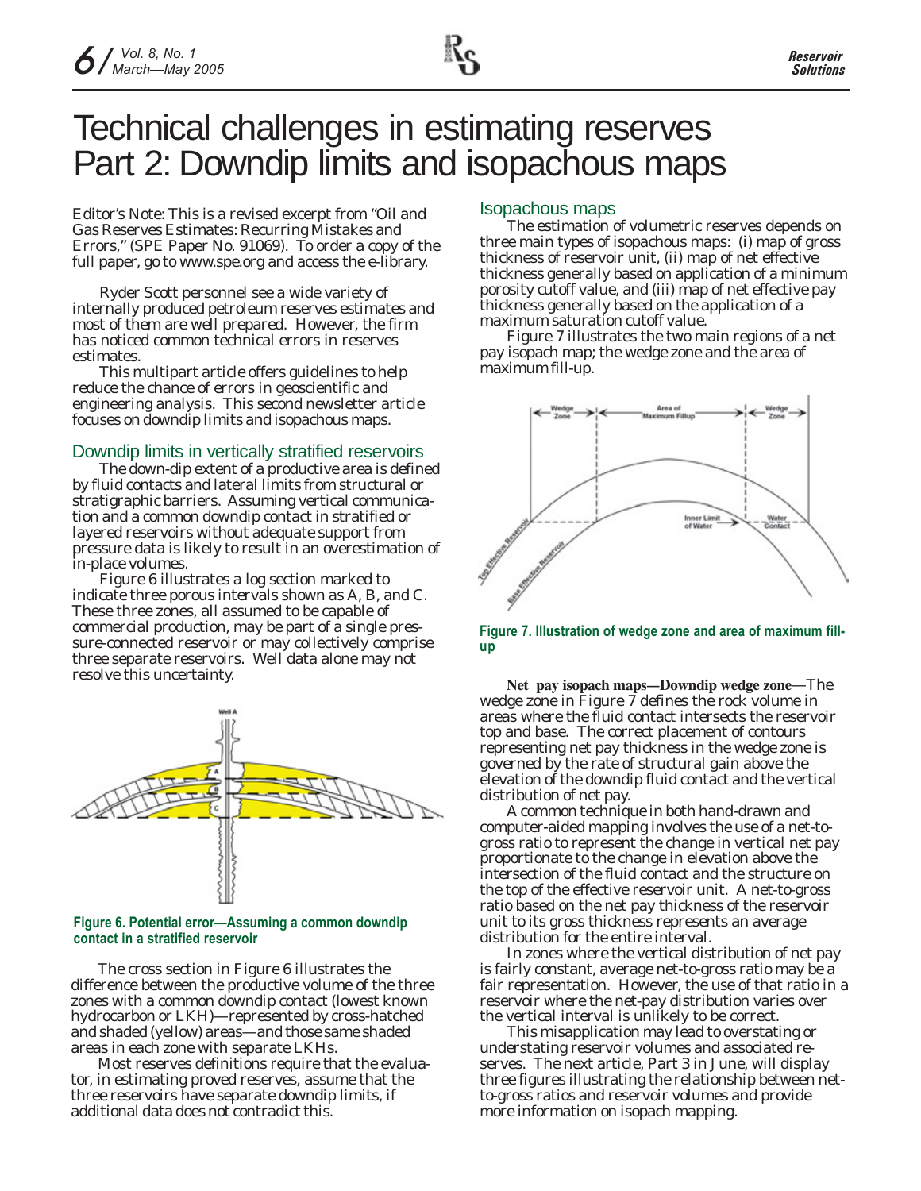# Technical challenges in estimating reserves Part 2: Downdip limits and isopachous maps

Editor's Note: This is a revised excerpt from "Oil and Gas Reserves Estimates: Recurring Mistakes and Errors," (SPE Paper No. 91069). To order a copy of the full paper, go to www.spe.org and access the e-library.

Ryder Scott personnel see a wide variety of internally produced petroleum reserves estimates and most of them are well prepared. However, the firm has noticed common technical errors in reserves estimates.

This multipart article offers guidelines to help reduce the chance of errors in geoscientific and engineering analysis. This second newsletter article focuses on downdip limits and isopachous maps.

## Downdip limits in vertically stratified reservoirs

The down-dip extent of a productive area is defined by fluid contacts and lateral limits from structural or stratigraphic barriers. Assuming vertical communication and a common downdip contact in stratified or layered reservoirs without adequate support from pressure data is likely to result in an overestimation of in-place volumes.

Figure 6 illustrates a log section marked to indicate three porous intervals shown as A, B, and C. These three zones, all assumed to be capable of commercial production, may be part of a single pressure-connected reservoir or may collectively comprise three separate reservoirs. Well data alone may not resolve this uncertainty.

**Figure 6. Potential error—Assuming a common downdip contact in a stratified reservoir**

The cross section in Figure 6 illustrates the difference between the productive volume of the three zones with a common downdip contact (lowest known hydrocarbon or LKH)—represented by cross-hatched and shaded (yellow) areas—and those same shaded areas in each zone with separate LKHs.

Most reserves definitions require that the evaluator, in estimating proved reserves, assume that the three reservoirs have separate downdip limits, if additional data does not contradict this.

## Isopachous maps

The estimation of volumetric reserves depends on three main types of isopachous maps: (i) map of gross thickness of reservoir unit, (ii) map of net effective thickness generally based on application of a minimum porosity cutoff value, and (iii) map of net effective pay thickness generally based on the application of a maximum saturation cutoff value.

Figure 7 illustrates the two main regions of a net pay isopach map; the wedge zone and the area of maximum fill-up.

**Figure 7. Illustration of wedge zone and area of maximum fill-up**

**Net pay isopach maps—Downdip wedge zone**—The wedge zone in Figure 7 defines the rock volume in areas where the fluid contact intersects the reservoir top and base. The correct placement of contours representing net pay thickness in the wedge zone is governed by the rate of structural gain above the elevation of the downdip fluid contact and the vertical distribution of net pay.

A common technique in both hand-drawn and computer-aided mapping involves the use of a net-to-gross ratio to represent the change in vertical net pay proportionate to the change in elevation above the intersection of the fluid contact and the structure on the top of the effective reservoir unit. A net-to-gross ratio based on the net pay thickness of the reservoir unit to its gross thickness represents an average distribution for the entire interval.

In zones where the vertical distribution of net pay is fairly constant, average net-to-gross ratio may be a fair representation. However, the use of that ratio in a reservoir where the net-pay distribution varies over the vertical interval is unlikely to be correct.

This misapplication may lead to overstating or understating reservoir volumes and associated reserves. The next article, Part 3 in June, will display three figures illustrating the relationship between net-to-gross ratios and reservoir volumes and provide more information on isopach mapping.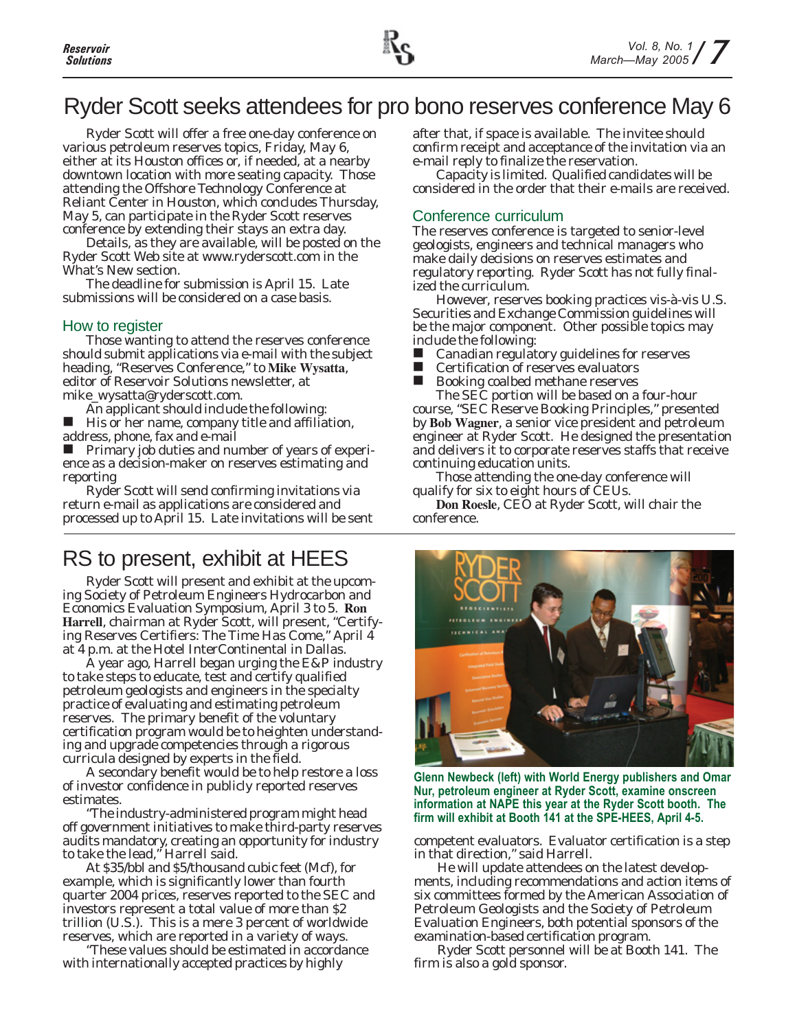# Ryder Scott seeks attendees for pro bono reserves conference May 6

Ryder Scott will offer a free one-day conference on various petroleum reserves topics, Friday, May 6, either at its Houston offices or, if needed, at a nearby downtown location with more seating capacity. Those attending the Offshore Technology Conference at Reliant Center in Houston, which concludes Thursday, May 5, can participate in the Ryder Scott reserves conference by extending their stays an extra day.

Details, as they are available, will be posted on the Ryder Scott Web site at www.ryderscott.com in the What's New section.

The deadline for submission is April 15. Late submissions will be considered on a case basis.

## How to register

Those wanting to attend the reserves conference should submit applications via e-mail with the subject heading, "Reserves Conference," to **Mike Wysatta**, editor of Reservoir Solutions newsletter, at mike_wysatta@ryderscott.com.

An applicant should include the following:

- His or her name, company title and affiliation, address, phone, fax and e-mail
- Primary job duties and number of years of experience as a decision-maker on reserves estimating and reporting

Ryder Scott will send confirming invitations via return e-mail as applications are considered and processed up to April 15. Late invitations will be sent after that, if space is available. The invitee should confirm receipt and acceptance of the invitation via an e-mail reply to finalize the reservation.

Capacity is limited. Qualified candidates will be considered in the order that their e-mails are received.

## Conference curriculum

The reserves conference is targeted to senior-level geologists, engineers and technical managers who make daily decisions on reserves estimates and regulatory reporting. Ryder Scott has not fully finalized the curriculum.

However, reserves booking practices vis-à-vis U.S. Securities and Exchange Commission guidelines will be the major component. Other possible topics may include the following:

- Canadian regulatory guidelines for reserves
- Certification of reserves evaluators
- Booking coalbed methane reserves

The SEC portion will be based on a four-hour course, "SEC Reserve Booking Principles," presented by **Bob Wagner**, a senior vice president and petroleum engineer at Ryder Scott. He designed the presentation and delivers it to corporate reserves staffs that receive continuing education units.

Those attending the one-day conference will qualify for six to eight hours of CEUs.

**Don Roesle**, CEO at Ryder Scott, will chair the conference.

# RS to present, exhibit at HEES

Ryder Scott will present and exhibit at the upcoming Society of Petroleum Engineers Hydrocarbon and Economics Evaluation Symposium, April 3 to 5. **Ron Harrell**, chairman at Ryder Scott, will present, "Certifying Reserves Certifiers: The Time Has Come," April 4 at 4 p.m. at the Hotel InterContinental in Dallas.

A year ago, Harrell began urging the E&P industry to take steps to educate, test and certify qualified petroleum geologists and engineers in the specialty practice of evaluating and estimating petroleum reserves. The primary benefit of the voluntary certification program would be to heighten understanding and upgrade competencies through a rigorous curricula designed by experts in the field.

A secondary benefit would be to help restore a loss of investor confidence in publicly reported reserves estimates.

"The industry-administered program might head off government initiatives to make third-party reserves audits mandatory, creating an opportunity for industry to take the lead," Harrell said.

At $35/bbl and $5/thousand cubic feet (Mcf), for example, which is significantly lower than fourth quarter 2004 prices, reserves reported to the SEC and investors represent a total value of more than $2 trillion (U.S.). This is a mere 3 percent of worldwide reserves, which are reported in a variety of ways.

"These values should be estimated in accordance with internationally accepted practices by highly competent evaluators. Evaluator certification is a step in that direction," said Harrell.

He will update attendees on the latest developments, including recommendations and action items of six committees formed by the American Association of Petroleum Geologists and the Society of Petroleum Evaluation Engineers, both potential sponsors of the examination-based certification program.

Ryder Scott personnel will be at Booth 141. The firm is also a gold sponsor.

**Glenn Newbeck (left) with World Energy publishers and Omar Nur, petroleum engineer at Ryder Scott, examine onscreen information at NAPE this year at the Ryder Scott booth. The firm will exhibit at Booth 141 at the SPE-HEES, April 4-5.**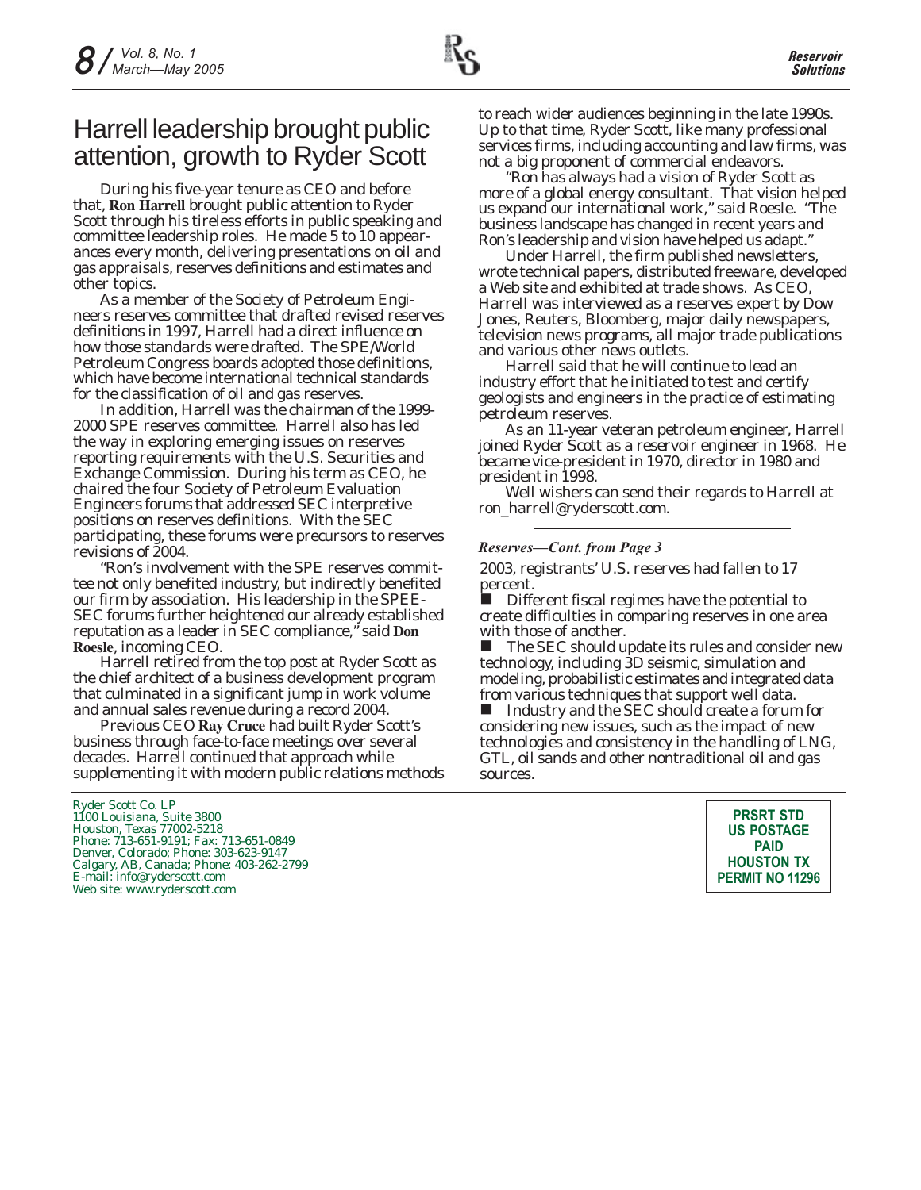# Harrell leadership brought public attention, growth to Ryder Scott

During his five-year tenure as CEO and before that, **Ron Harrell** brought public attention to Ryder Scott through his tireless efforts in public speaking and committee leadership roles. He made 5 to 10 appearances every month, delivering presentations on oil and gas appraisals, reserves definitions and estimates and other topics.

As a member of the Society of Petroleum Engineers reserves committee that drafted revised reserves definitions in 1997, Harrell had a direct influence on how those standards were drafted. The SPE/World Petroleum Congress boards adopted those definitions, which have become international technical standards for the classification of oil and gas reserves.

In addition, Harrell was the chairman of the 1999-2000 SPE reserves committee. Harrell also has led the way in exploring emerging issues on reserves reporting requirements with the U.S. Securities and Exchange Commission. During his term as CEO, he chaired the four Society of Petroleum Evaluation Engineers forums that addressed SEC interpretive positions on reserves definitions. With the SEC participating, these forums were precursors to reserves revisions of 2004.

"Ron's involvement with the SPE reserves committee not only benefited industry, but indirectly benefited our firm by association. His leadership in the SPEE-SEC forums further heightened our already established reputation as a leader in SEC compliance," said **Don Roesle**, incoming CEO.

Harrell retired from the top post at Ryder Scott as the chief architect of a business development program that culminated in a significant jump in work volume and annual sales revenue during a record 2004.

Previous CEO **Ray Cruce** had built Ryder Scott's business through face-to-face meetings over several decades. Harrell continued that approach while supplementing it with modern public relations methods to reach wider audiences beginning in the late 1990s. Up to that time, Ryder Scott, like many professional services firms, including accounting and law firms, was not a big proponent of commercial endeavors.

"Ron has always had a vision of Ryder Scott as more of a global energy consultant. That vision helped us expand our international work," said Roesle. "The business landscape has changed in recent years and Ron's leadership and vision have helped us adapt."

Under Harrell, the firm published newsletters, wrote technical papers, distributed freeware, developed a Web site and exhibited at trade shows. As CEO, Harrell was interviewed as a reserves expert by Dow Jones, Reuters, Bloomberg, major daily newspapers, television news programs, all major trade publications and various other news outlets.

Harrell said that he will continue to lead an industry effort that he initiated to test and certify geologists and engineers in the practice of estimating petroleum reserves.

As an 11-year veteran petroleum engineer, Harrell joined Ryder Scott as a reservoir engineer in 1968. He became vice-president in 1970, director in 1980 and president in 1998.

Well wishers can send their regards to Harrell at ron_harrell@ryderscott.com.

---

***Reserves—Cont. from Page 3***

2003, registrants' U.S. reserves had fallen to 17 percent.

- Different fiscal regimes have the potential to create difficulties in comparing reserves in one area with those of another.
- The SEC should update its rules and consider new technology, including 3D seismic, simulation and modeling, probabilistic estimates and integrated data from various techniques that support well data.
- Industry and the SEC should create a forum for considering new issues, such as the impact of new technologies and consistency in the handling of LNG, GTL, oil sands and other nontraditional oil and gas sources.

---

Ryder Scott Co. LP
1100 Louisiana, Suite 3800
Houston, Texas 77002-5218
Phone: 713-651-9191; Fax: 713-651-0849
Denver, Colorado; Phone: 303-623-9147
Calgary, AB, Canada; Phone: 403-262-2799
E-mail: info@ryderscott.com
Web site: www.ryderscott.com

**PRSRT STD**
**US POSTAGE**
**PAID**
**HOUSTON TX**
**PERMIT NO 11296**